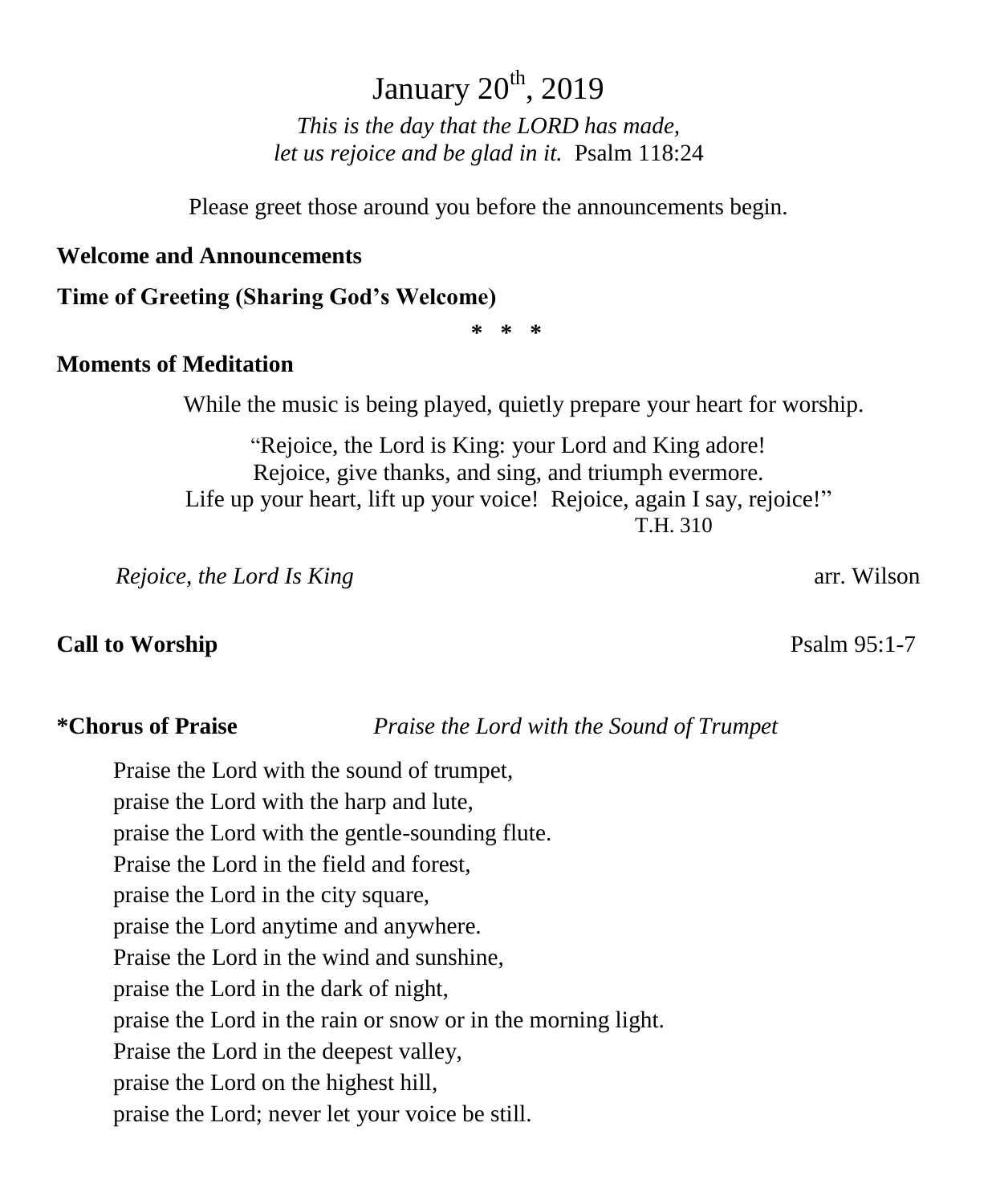# January 20th, 2019

*This is the day that the LORD has made,*
*let us rejoice and be glad in it.* Psalm 118:24

Please greet those around you before the announcements begin.

**Welcome and Announcements**

**Time of Greeting (Sharing God's Welcome)**

\* \* \*

**Moments of Meditation**

While the music is being played, quietly prepare your heart for worship.

"Rejoice, the Lord is King: your Lord and King adore!
Rejoice, give thanks, and sing, and triumph evermore.
Life up your heart, lift up your voice! Rejoice, again I say, rejoice!"
T.H. 310

*Rejoice, the Lord Is King* arr. Wilson

**Call to Worship** Psalm 95:1-7

**\*Chorus of Praise** *Praise the Lord with the Sound of Trumpet*

Praise the Lord with the sound of trumpet,
praise the Lord with the harp and lute,
praise the Lord with the gentle-sounding flute.
Praise the Lord in the field and forest,
praise the Lord in the city square,
praise the Lord anytime and anywhere.
Praise the Lord in the wind and sunshine,
praise the Lord in the dark of night,
praise the Lord in the rain or snow or in the morning light.
Praise the Lord in the deepest valley,
praise the Lord on the highest hill,
praise the Lord; never let your voice be still.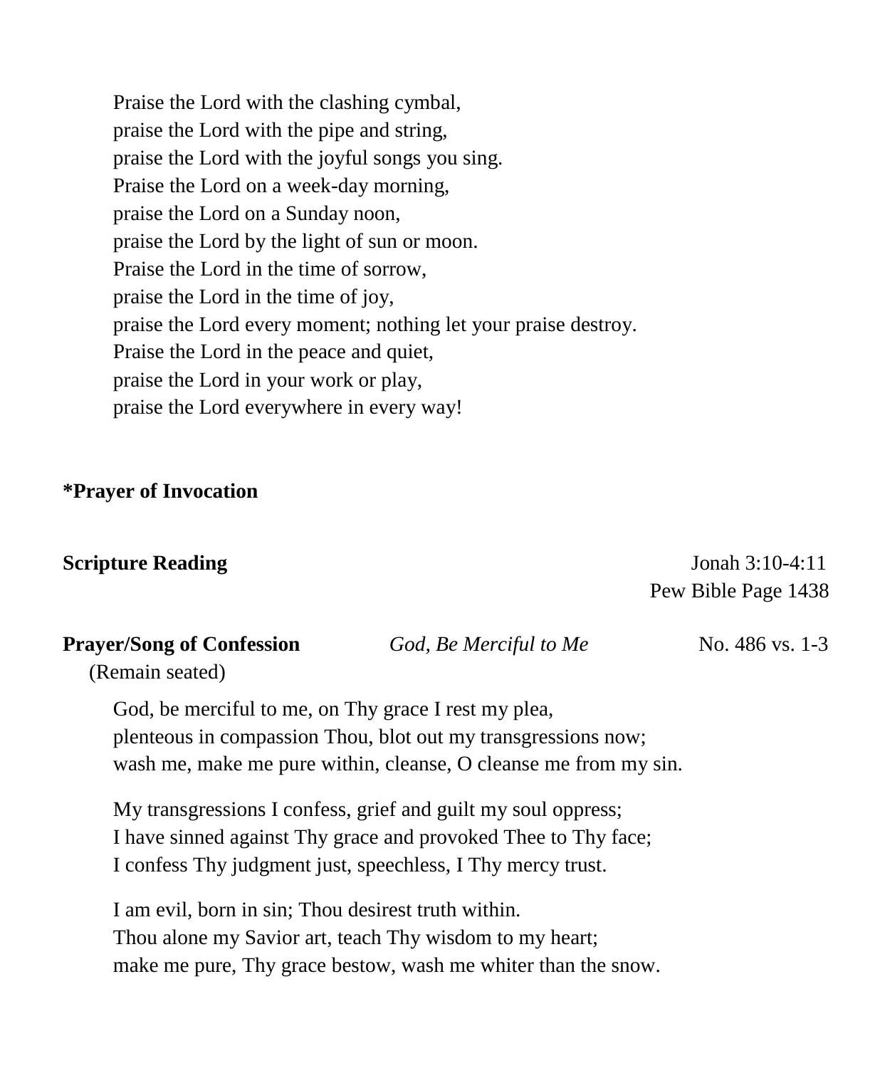Praise the Lord with the clashing cymbal,
praise the Lord with the pipe and string,
praise the Lord with the joyful songs you sing.
Praise the Lord on a week-day morning,
praise the Lord on a Sunday noon,
praise the Lord by the light of sun or moon.
Praise the Lord in the time of sorrow,
praise the Lord in the time of joy,
praise the Lord every moment; nothing let your praise destroy.
Praise the Lord in the peace and quiet,
praise the Lord in your work or play,
praise the Lord everywhere in every way!

**\*Prayer of Invocation**

**Scripture Reading** Jonah 3:10-4:11
Pew Bible Page 1438

**Prayer/Song of Confession** *God, Be Merciful to Me* No. 486 vs. 1-3
(Remain seated)

God, be merciful to me, on Thy grace I rest my plea,
plenteous in compassion Thou, blot out my transgressions now;
wash me, make me pure within, cleanse, O cleanse me from my sin.

My transgressions I confess, grief and guilt my soul oppress;
I have sinned against Thy grace and provoked Thee to Thy face;
I confess Thy judgment just, speechless, I Thy mercy trust.

I am evil, born in sin; Thou desirest truth within.
Thou alone my Savior art, teach Thy wisdom to my heart;
make me pure, Thy grace bestow, wash me whiter than the snow.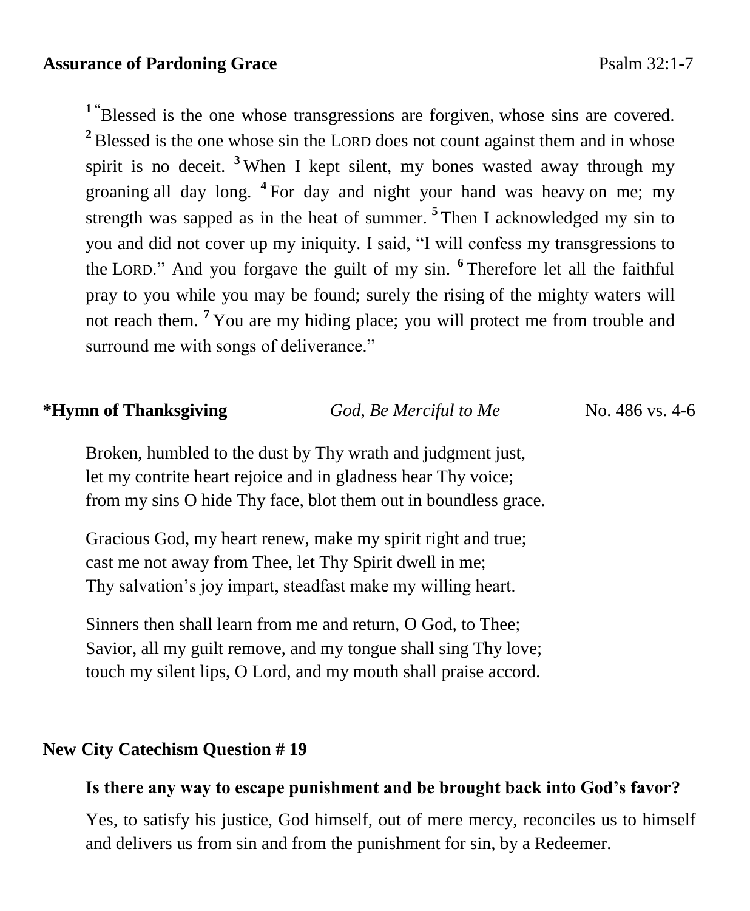**Assurance of Pardoning Grace** Psalm 32:1-7

[1] "Blessed is the one whose transgressions are forgiven, whose sins are covered. [2] Blessed is the one whose sin the LORD does not count against them and in whose spirit is no deceit. [3] When I kept silent, my bones wasted away through my groaning all day long. [4] For day and night your hand was heavy on me; my strength was sapped as in the heat of summer. [5] Then I acknowledged my sin to you and did not cover up my iniquity. I said, "I will confess my transgressions to the LORD." And you forgave the guilt of my sin. [6] Therefore let all the faithful pray to you while you may be found; surely the rising of the mighty waters will not reach them. [7] You are my hiding place; you will protect me from trouble and surround me with songs of deliverance."

**\*Hymn of Thanksgiving** *God, Be Merciful to Me* No. 486 vs. 4-6

Broken, humbled to the dust by Thy wrath and judgment just,
let my contrite heart rejoice and in gladness hear Thy voice;
from my sins O hide Thy face, blot them out in boundless grace.

Gracious God, my heart renew, make my spirit right and true;
cast me not away from Thee, let Thy Spirit dwell in me;
Thy salvation's joy impart, steadfast make my willing heart.

Sinners then shall learn from me and return, O God, to Thee;
Savior, all my guilt remove, and my tongue shall sing Thy love;
touch my silent lips, O Lord, and my mouth shall praise accord.

**New City Catechism Question # 19**

**Is there any way to escape punishment and be brought back into God's favor?**

Yes, to satisfy his justice, God himself, out of mere mercy, reconciles us to himself and delivers us from sin and from the punishment for sin, by a Redeemer.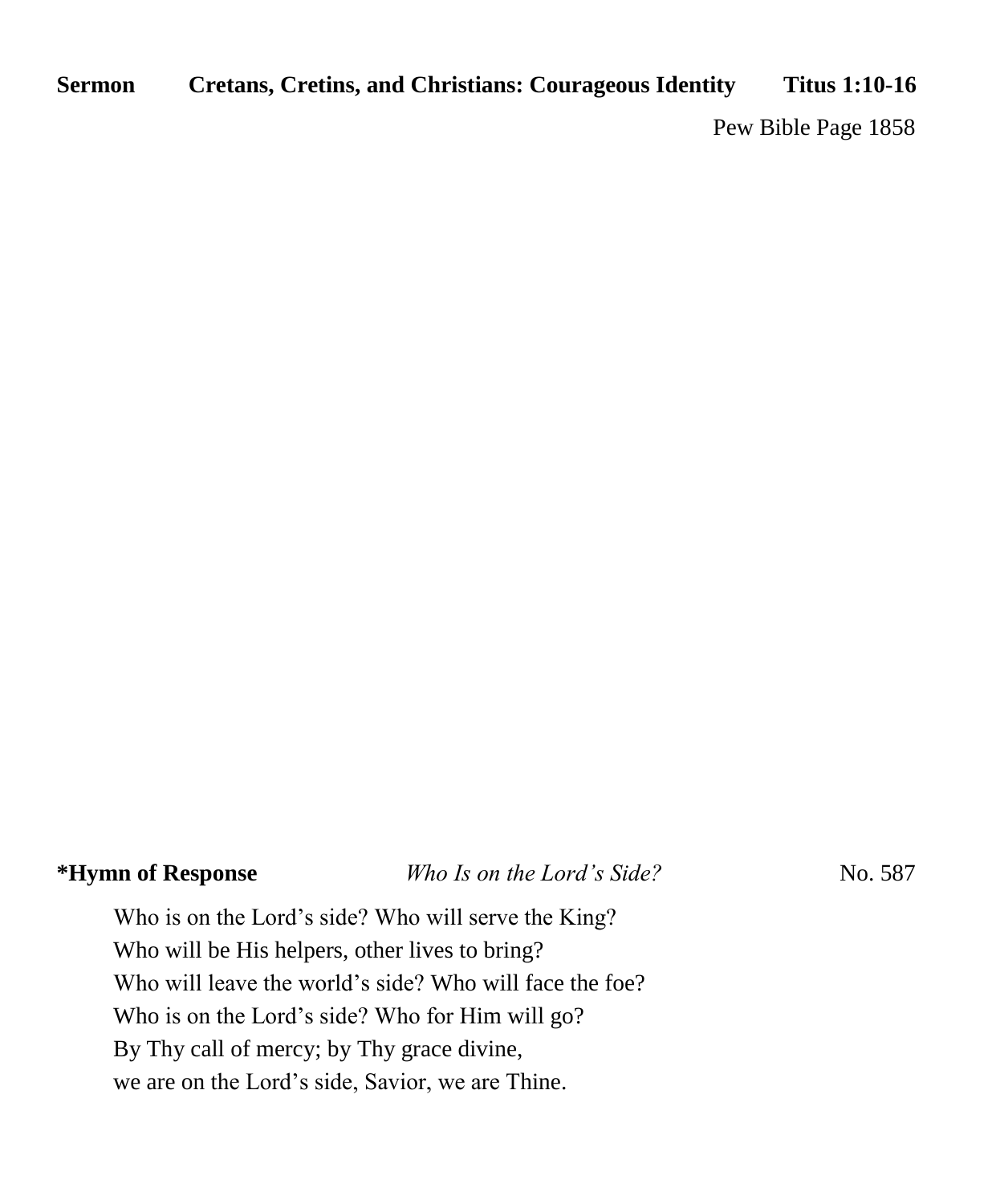**Sermon** **Cretans, Cretins, and Christians: Courageous Identity** **Titus 1:10-16**

Pew Bible Page 1858

**\*Hymn of Response** *Who Is on the Lord's Side?* No. 587

Who is on the Lord's side? Who will serve the King?
Who will be His helpers, other lives to bring?
Who will leave the world's side? Who will face the foe?
Who is on the Lord's side? Who for Him will go?
By Thy call of mercy; by Thy grace divine,
we are on the Lord's side, Savior, we are Thine.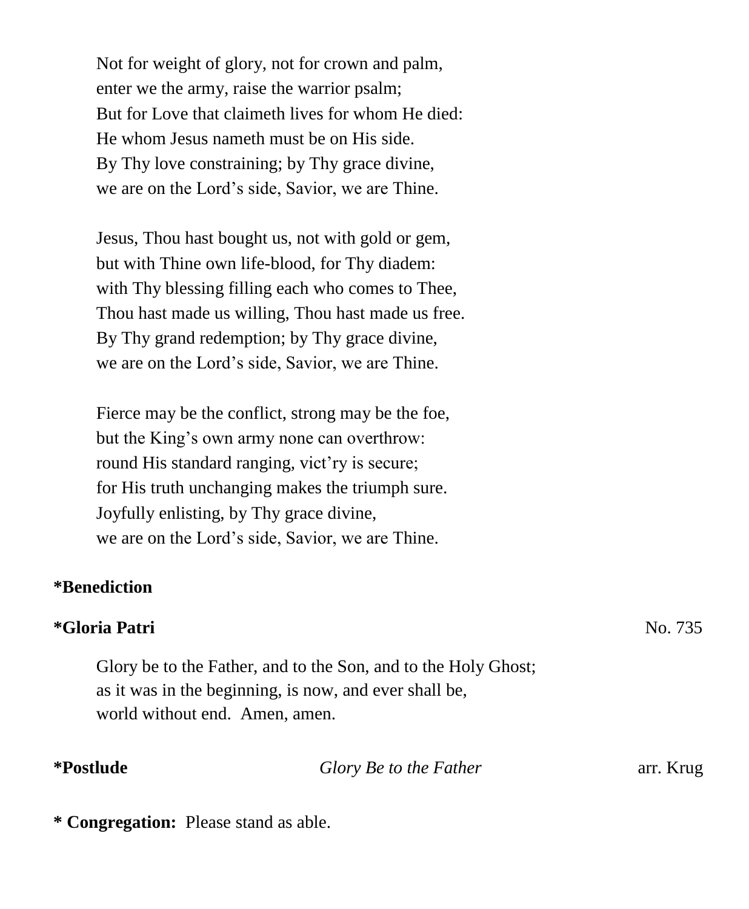Not for weight of glory, not for crown and palm,
enter we the army, raise the warrior psalm;
But for Love that claimeth lives for whom He died:
He whom Jesus nameth must be on His side.
By Thy love constraining; by Thy grace divine,
we are on the Lord's side, Savior, we are Thine.

Jesus, Thou hast bought us, not with gold or gem,
but with Thine own life-blood, for Thy diadem:
with Thy blessing filling each who comes to Thee,
Thou hast made us willing, Thou hast made us free.
By Thy grand redemption; by Thy grace divine,
we are on the Lord's side, Savior, we are Thine.

Fierce may be the conflict, strong may be the foe,
but the King's own army none can overthrow:
round His standard ranging, vict'ry is secure;
for His truth unchanging makes the triumph sure.
Joyfully enlisting, by Thy grace divine,
we are on the Lord's side, Savior, we are Thine.

**\*Benediction**

**\*Gloria Patri** No. 735

Glory be to the Father, and to the Son, and to the Holy Ghost;
as it was in the beginning, is now, and ever shall be,
world without end. Amen, amen.

**\*Postlude** *Glory Be to the Father* arr. Krug

**\* Congregation:** Please stand as able.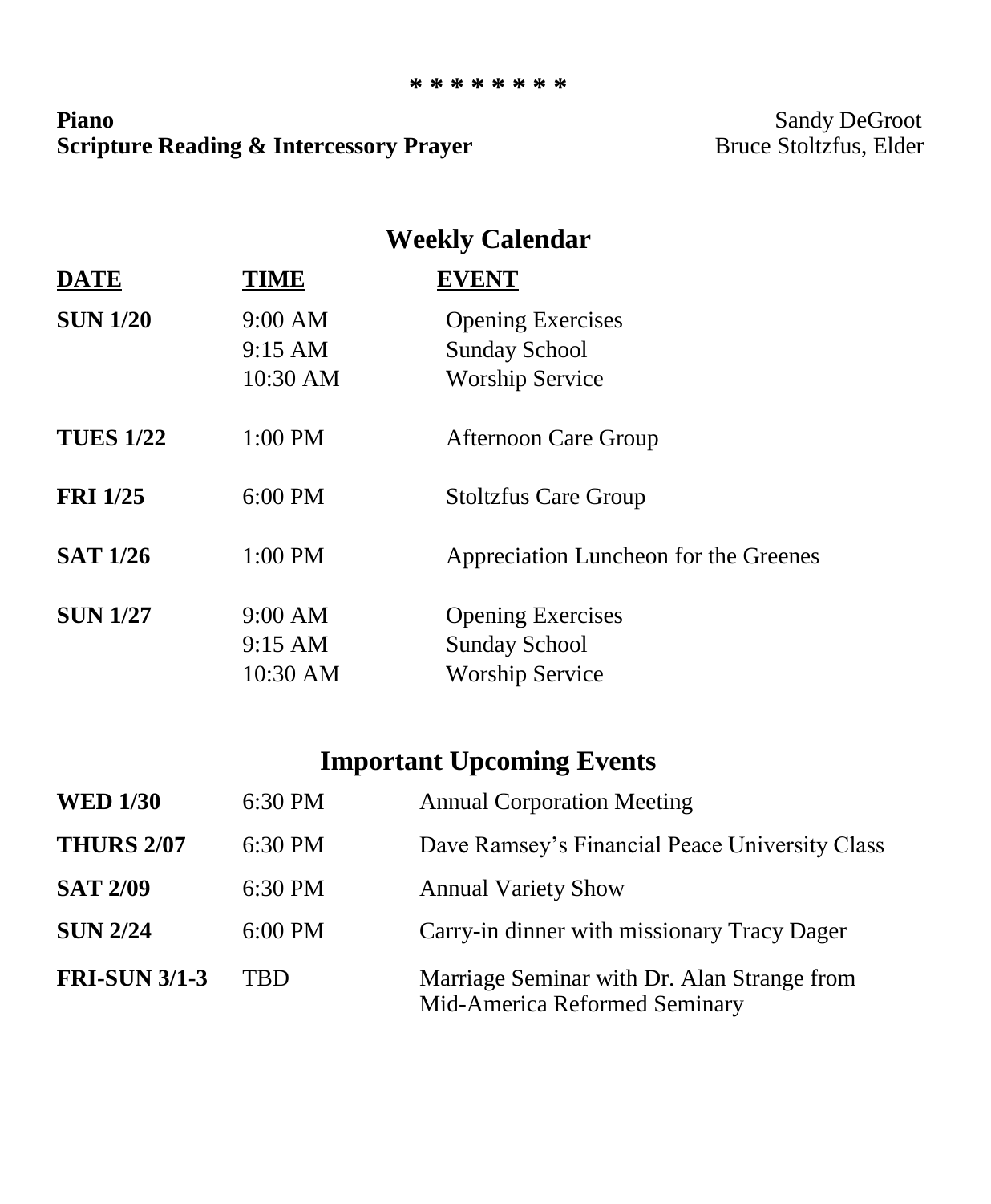\* \* \* \* \* \* \* \*

**Piano** Sandy DeGroot
**Scripture Reading & Intercessory Prayer** Bruce Stoltzfus, Elder

## Weekly Calendar

| DATE | TIME | EVENT |
|---|---|---|
| **SUN 1/20** | 9:00 AM | Opening Exercises |
| | 9:15 AM | Sunday School |
| | 10:30 AM | Worship Service |
| **TUES 1/22** | 1:00 PM | Afternoon Care Group |
| **FRI 1/25** | 6:00 PM | Stoltzfus Care Group |
| **SAT 1/26** | 1:00 PM | Appreciation Luncheon for the Greenes |
| **SUN 1/27** | 9:00 AM | Opening Exercises |
| | 9:15 AM | Sunday School |
| | 10:30 AM | Worship Service |

## Important Upcoming Events

| | | |
|---|---|---|
| **WED 1/30** | 6:30 PM | Annual Corporation Meeting |
| **THURS 2/07** | 6:30 PM | Dave Ramsey's Financial Peace University Class |
| **SAT 2/09** | 6:30 PM | Annual Variety Show |
| **SUN 2/24** | 6:00 PM | Carry-in dinner with missionary Tracy Dager |
| **FRI-SUN 3/1-3** | TBD | Marriage Seminar with Dr. Alan Strange from Mid-America Reformed Seminary |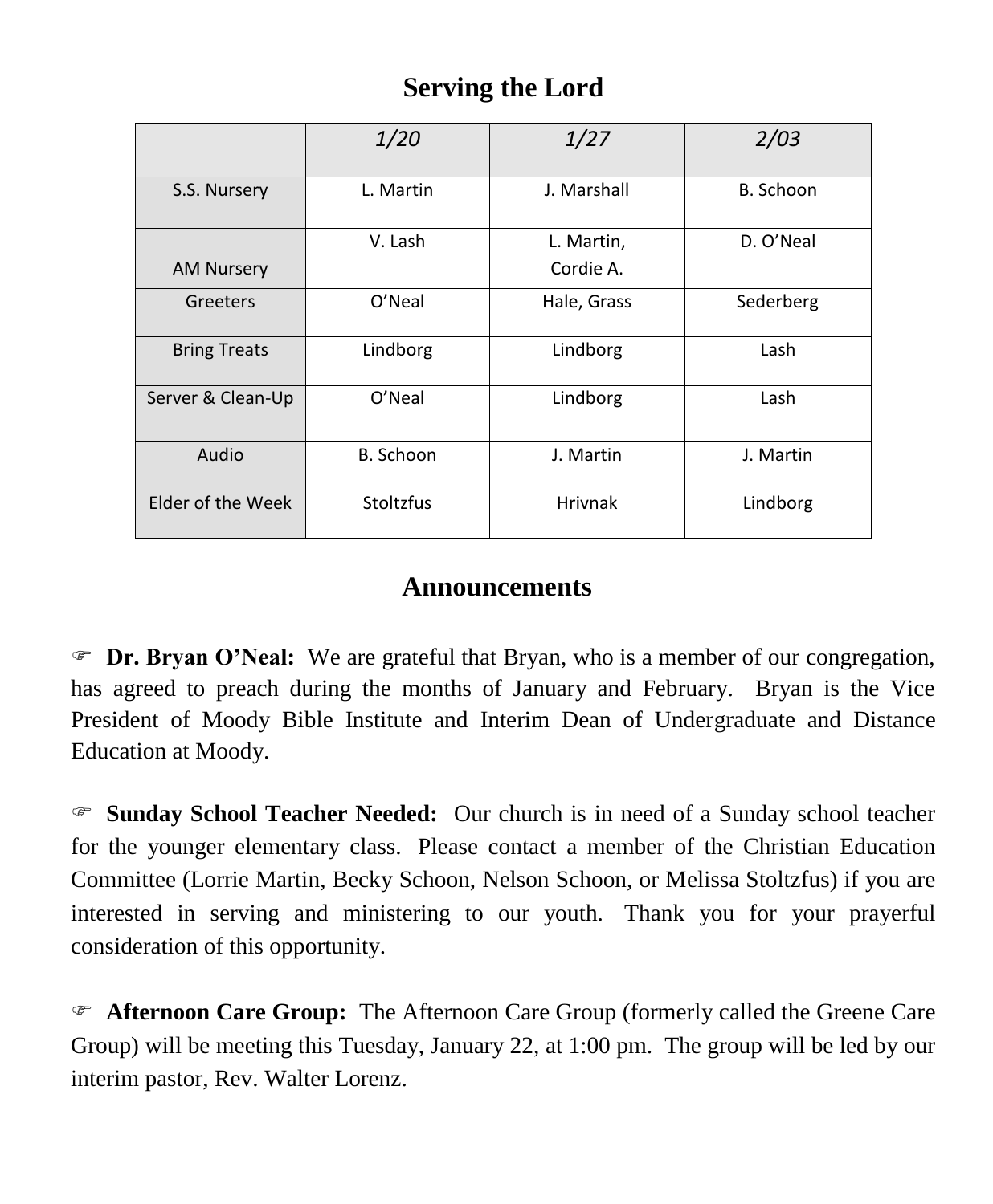## Serving the Lord

| | *1/20* | *1/27* | *2/03* |
|---|---|---|---|
| S.S. Nursery | L. Martin | J. Marshall | B. Schoon |
| AM Nursery | V. Lash | L. Martin, Cordie A. | D. O'Neal |
| Greeters | O'Neal | Hale, Grass | Sederberg |
| Bring Treats | Lindborg | Lindborg | Lash |
| Server & Clean-Up | O'Neal | Lindborg | Lash |
| Audio | B. Schoon | J. Martin | J. Martin |
| Elder of the Week | Stoltzfus | Hrivnak | Lindborg |

## Announcements

☞ **Dr. Bryan O'Neal:** We are grateful that Bryan, who is a member of our congregation, has agreed to preach during the months of January and February. Bryan is the Vice President of Moody Bible Institute and Interim Dean of Undergraduate and Distance Education at Moody.

☞ **Sunday School Teacher Needed:** Our church is in need of a Sunday school teacher for the younger elementary class. Please contact a member of the Christian Education Committee (Lorrie Martin, Becky Schoon, Nelson Schoon, or Melissa Stoltzfus) if you are interested in serving and ministering to our youth. Thank you for your prayerful consideration of this opportunity.

☞ **Afternoon Care Group:** The Afternoon Care Group (formerly called the Greene Care Group) will be meeting this Tuesday, January 22, at 1:00 pm. The group will be led by our interim pastor, Rev. Walter Lorenz.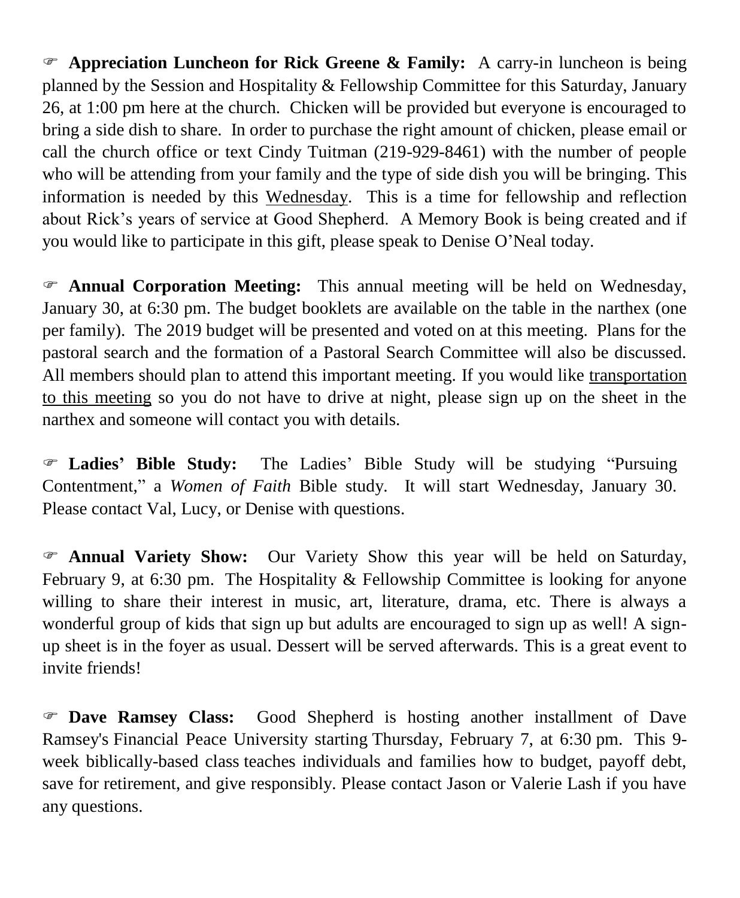☞ **Appreciation Luncheon for Rick Greene & Family:** A carry-in luncheon is being planned by the Session and Hospitality & Fellowship Committee for this Saturday, January 26, at 1:00 pm here at the church. Chicken will be provided but everyone is encouraged to bring a side dish to share. In order to purchase the right amount of chicken, please email or call the church office or text Cindy Tuitman (219-929-8461) with the number of people who will be attending from your family and the type of side dish you will be bringing. This information is needed by this Wednesday. This is a time for fellowship and reflection about Rick's years of service at Good Shepherd. A Memory Book is being created and if you would like to participate in this gift, please speak to Denise O'Neal today.

☞ **Annual Corporation Meeting:** This annual meeting will be held on Wednesday, January 30, at 6:30 pm. The budget booklets are available on the table in the narthex (one per family). The 2019 budget will be presented and voted on at this meeting. Plans for the pastoral search and the formation of a Pastoral Search Committee will also be discussed. All members should plan to attend this important meeting. If you would like transportation to this meeting so you do not have to drive at night, please sign up on the sheet in the narthex and someone will contact you with details.

☞ **Ladies' Bible Study:** The Ladies' Bible Study will be studying "Pursuing Contentment," a *Women of Faith* Bible study. It will start Wednesday, January 30. Please contact Val, Lucy, or Denise with questions.

☞ **Annual Variety Show:** Our Variety Show this year will be held on Saturday, February 9, at 6:30 pm. The Hospitality & Fellowship Committee is looking for anyone willing to share their interest in music, art, literature, drama, etc. There is always a wonderful group of kids that sign up but adults are encouraged to sign up as well! A sign-up sheet is in the foyer as usual. Dessert will be served afterwards. This is a great event to invite friends!

☞ **Dave Ramsey Class:** Good Shepherd is hosting another installment of Dave Ramsey's Financial Peace University starting Thursday, February 7, at 6:30 pm. This 9-week biblically-based class teaches individuals and families how to budget, payoff debt, save for retirement, and give responsibly. Please contact Jason or Valerie Lash if you have any questions.